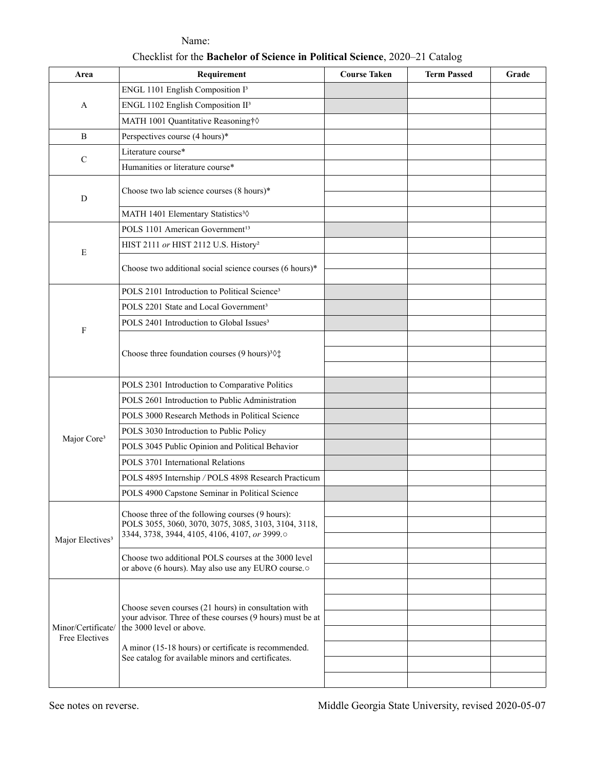Name:

Checklist for the **Bachelor of Science in Political Science**, 2020–21 Catalog

| Area | Requirement | Course Taken | Term Passed | Grade |
|---|---|---|---|---|
| A | ENGL 1101 English Composition I[3] | | | |
| | ENGL 1102 English Composition II[3] | | | |
| | MATH 1001 Quantitative Reasoning†◊ | | | |
| B | Perspectives course (4 hours)* | | | |
| C | Literature course* | | | |
| | Humanities or literature course* | | | |
| D | Choose two lab science courses (8 hours)* | | | |
| | | | | |
| | MATH 1401 Elementary Statistics[3]◊ | | | |
| E | POLS 1101 American Government[13] | | | |
| | HIST 2111 *or* HIST 2112 U.S. History[2] | | | |
| | Choose two additional social science courses (6 hours)* | | | |
| | | | | |
| F | POLS 2101 Introduction to Political Science[3] | | | |
| | POLS 2201 State and Local Government[3] | | | |
| | POLS 2401 Introduction to Global Issues[3] | | | |
| | Choose three foundation courses (9 hours)[3]◊‡ | | | |
| | | | | |
| | | | | |
| Major Core[3] | POLS 2301 Introduction to Comparative Politics | | | |
| | POLS 2601 Introduction to Public Administration | | | |
| | POLS 3000 Research Methods in Political Science | | | |
| | POLS 3030 Introduction to Public Policy | | | |
| | POLS 3045 Public Opinion and Political Behavior | | | |
| | POLS 3701 International Relations | | | |
| | POLS 4895 Internship / POLS 4898 Research Practicum | | | |
| | POLS 4900 Capstone Seminar in Political Science | | | |
| Major Electives[3] | Choose three of the following courses (9 hours): POLS 3055, 3060, 3070, 3075, 3085, 3103, 3104, 3118, 3344, 3738, 3944, 4105, 4106, 4107, *or* 3999.○ | | | |
| | | | | |
| | | | | |
| | Choose two additional POLS courses at the 3000 level or above (6 hours). May also use any EURO course.○ | | | |
| | | | | |
| Minor/Certificate/ Free Electives | Choose seven courses (21 hours) in consultation with your advisor. Three of these courses (9 hours) must be at the 3000 level or above. A minor (15-18 hours) or certificate is recommended. See catalog for available minors and certificates. | | | |
| | | | | |
| | | | | |
| | | | | |
| | | | | |
| | | | | |
| | | | | |

See notes on reverse.

Middle Georgia State University, revised 2020-05-07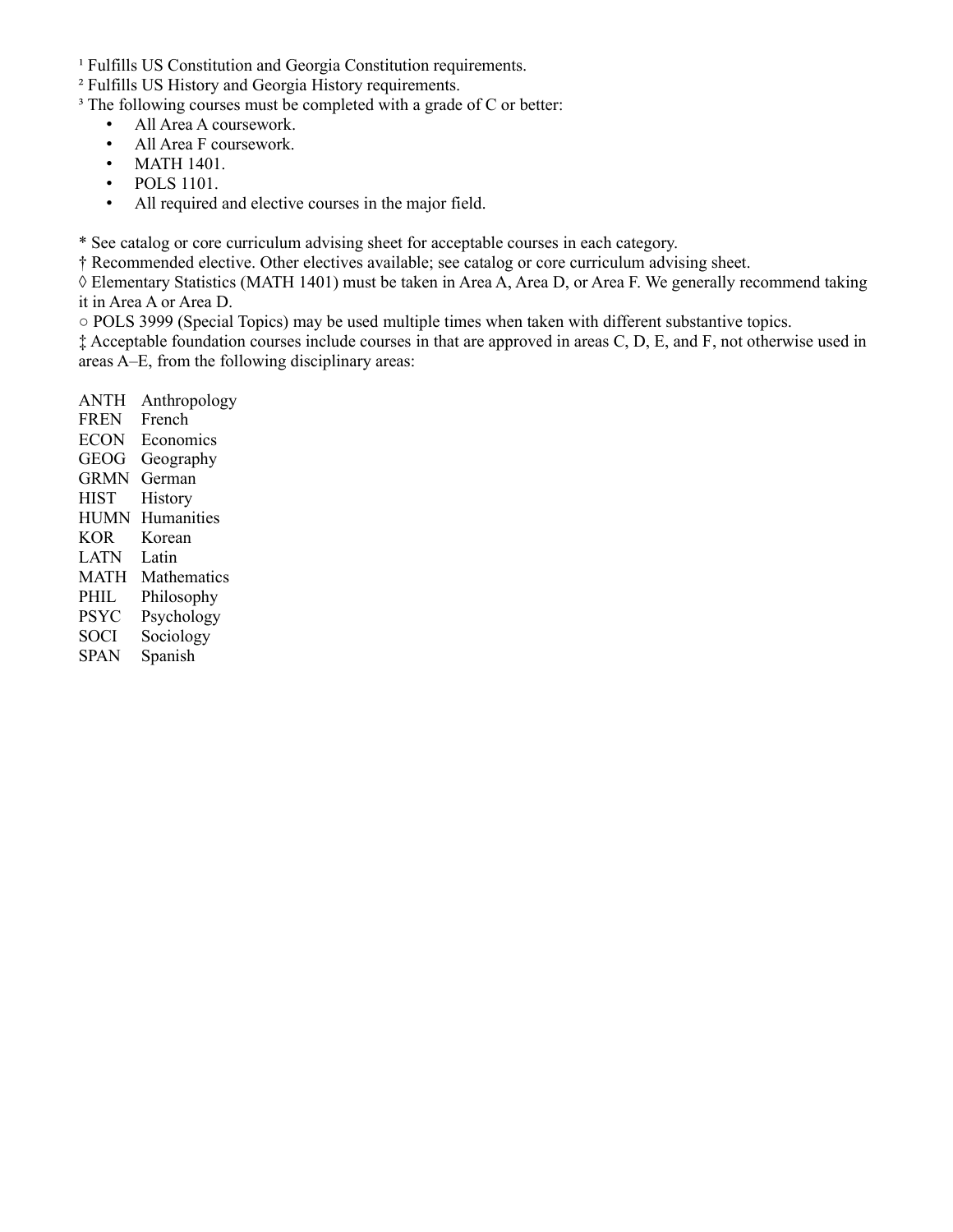[1] Fulfills US Constitution and Georgia Constitution requirements.
[2] Fulfills US History and Georgia History requirements.
[3] The following courses must be completed with a grade of C or better:

- All Area A coursework.
- All Area F coursework.
- MATH 1401.
- POLS 1101.
- All required and elective courses in the major field.

* See catalog or core curriculum advising sheet for acceptable courses in each category.
† Recommended elective. Other electives available; see catalog or core curriculum advising sheet.
◊ Elementary Statistics (MATH 1401) must be taken in Area A, Area D, or Area F. We generally recommend taking it in Area A or Area D.
○ POLS 3999 (Special Topics) may be used multiple times when taken with different substantive topics.
‡ Acceptable foundation courses include courses in that are approved in areas C, D, E, and F, not otherwise used in areas A–E, from the following disciplinary areas:

| | |
|---|---|
| ANTH | Anthropology |
| FREN | French |
| ECON | Economics |
| GEOG | Geography |
| GRMN | German |
| HIST | History |
| HUMN | Humanities |
| KOR | Korean |
| LATN | Latin |
| MATH | Mathematics |
| PHIL | Philosophy |
| PSYC | Psychology |
| SOCI | Sociology |
| SPAN | Spanish |